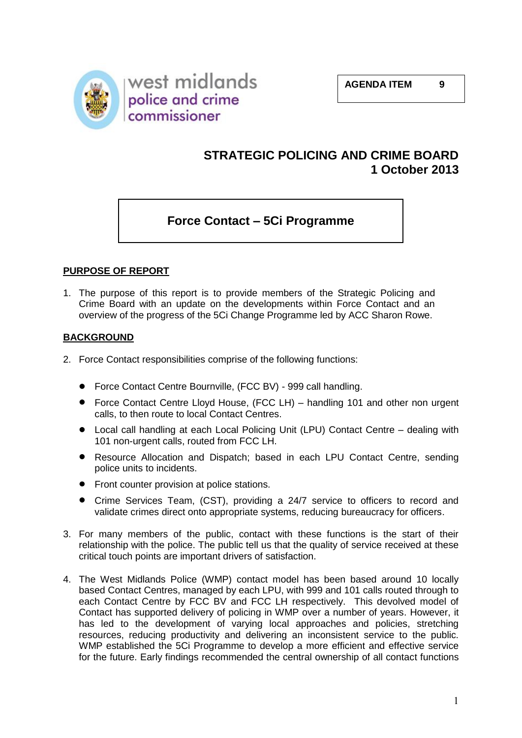west midlands
police and crime
commissioner

**AGENDA ITEM 9**

## STRATEGIC POLICING AND CRIME BOARD
## 1 October 2013

# Force Contact – 5Ci Programme

## PURPOSE OF REPORT

1. The purpose of this report is to provide members of the Strategic Policing and Crime Board with an update on the developments within Force Contact and an overview of the progress of the 5Ci Change Programme led by ACC Sharon Rowe.

## BACKGROUND

2. Force Contact responsibilities comprise of the following functions:

   - Force Contact Centre Bournville, (FCC BV) - 999 call handling.
   - Force Contact Centre Lloyd House, (FCC LH) – handling 101 and other non urgent calls, to then route to local Contact Centres.
   - Local call handling at each Local Policing Unit (LPU) Contact Centre – dealing with 101 non-urgent calls, routed from FCC LH.
   - Resource Allocation and Dispatch; based in each LPU Contact Centre, sending police units to incidents.
   - Front counter provision at police stations.
   - Crime Services Team, (CST), providing a 24/7 service to officers to record and validate crimes direct onto appropriate systems, reducing bureaucracy for officers.

3. For many members of the public, contact with these functions is the start of their relationship with the police. The public tell us that the quality of service received at these critical touch points are important drivers of satisfaction.

4. The West Midlands Police (WMP) contact model has been based around 10 locally based Contact Centres, managed by each LPU, with 999 and 101 calls routed through to each Contact Centre by FCC BV and FCC LH respectively. This devolved model of Contact has supported delivery of policing in WMP over a number of years. However, it has led to the development of varying local approaches and policies, stretching resources, reducing productivity and delivering an inconsistent service to the public. WMP established the 5Ci Programme to develop a more efficient and effective service for the future. Early findings recommended the central ownership of all contact functions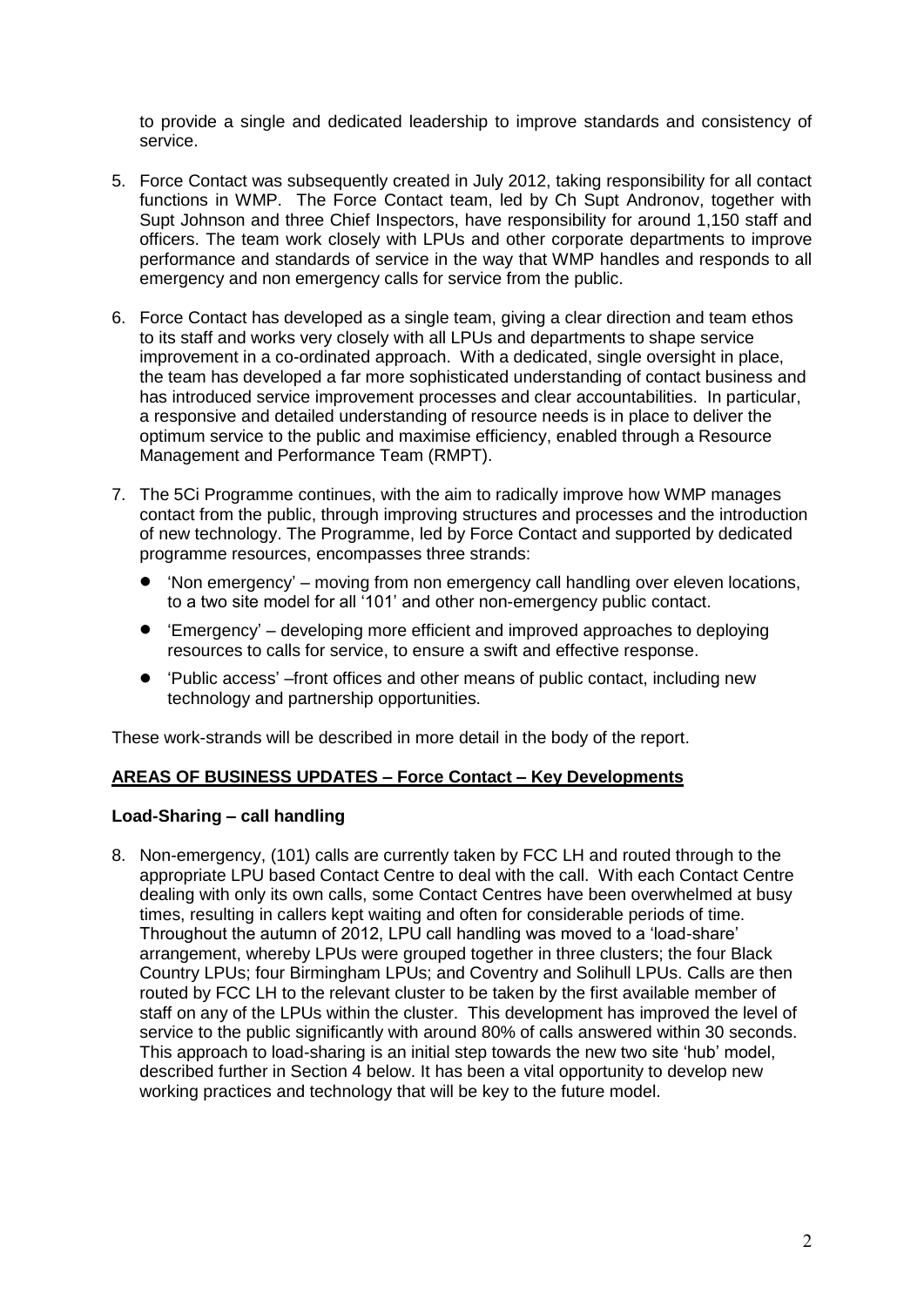to provide a single and dedicated leadership to improve standards and consistency of service.

5. Force Contact was subsequently created in July 2012, taking responsibility for all contact functions in WMP. The Force Contact team, led by Ch Supt Andronov, together with Supt Johnson and three Chief Inspectors, have responsibility for around 1,150 staff and officers. The team work closely with LPUs and other corporate departments to improve performance and standards of service in the way that WMP handles and responds to all emergency and non emergency calls for service from the public.

6. Force Contact has developed as a single team, giving a clear direction and team ethos to its staff and works very closely with all LPUs and departments to shape service improvement in a co-ordinated approach. With a dedicated, single oversight in place, the team has developed a far more sophisticated understanding of contact business and has introduced service improvement processes and clear accountabilities. In particular, a responsive and detailed understanding of resource needs is in place to deliver the optimum service to the public and maximise efficiency, enabled through a Resource Management and Performance Team (RMPT).

7. The 5Ci Programme continues, with the aim to radically improve how WMP manages contact from the public, through improving structures and processes and the introduction of new technology. The Programme, led by Force Contact and supported by dedicated programme resources, encompasses three strands:
   - 'Non emergency' – moving from non emergency call handling over eleven locations, to a two site model for all '101' and other non-emergency public contact.
   - 'Emergency' – developing more efficient and improved approaches to deploying resources to calls for service, to ensure a swift and effective response.
   - 'Public access' –front offices and other means of public contact, including new technology and partnership opportunities.

These work-strands will be described in more detail in the body of the report.

**AREAS OF BUSINESS UPDATES – Force Contact – Key Developments**

**Load-Sharing – call handling**

8. Non-emergency, (101) calls are currently taken by FCC LH and routed through to the appropriate LPU based Contact Centre to deal with the call. With each Contact Centre dealing with only its own calls, some Contact Centres have been overwhelmed at busy times, resulting in callers kept waiting and often for considerable periods of time. Throughout the autumn of 2012, LPU call handling was moved to a 'load-share' arrangement, whereby LPUs were grouped together in three clusters; the four Black Country LPUs; four Birmingham LPUs; and Coventry and Solihull LPUs. Calls are then routed by FCC LH to the relevant cluster to be taken by the first available member of staff on any of the LPUs within the cluster. This development has improved the level of service to the public significantly with around 80% of calls answered within 30 seconds. This approach to load-sharing is an initial step towards the new two site 'hub' model, described further in Section 4 below. It has been a vital opportunity to develop new working practices and technology that will be key to the future model.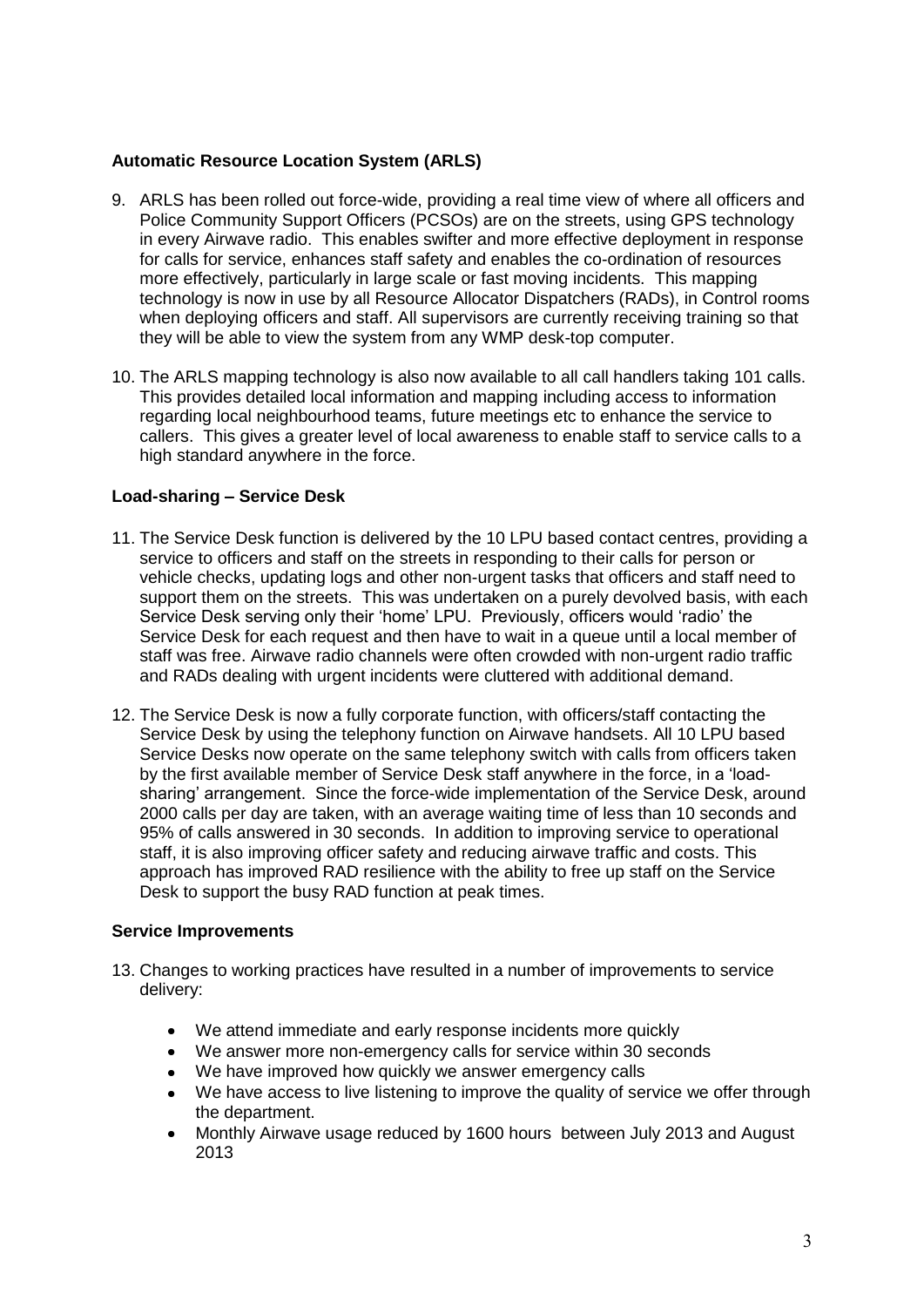### Automatic Resource Location System (ARLS)

9. ARLS has been rolled out force-wide, providing a real time view of where all officers and Police Community Support Officers (PCSOs) are on the streets, using GPS technology in every Airwave radio. This enables swifter and more effective deployment in response for calls for service, enhances staff safety and enables the co-ordination of resources more effectively, particularly in large scale or fast moving incidents. This mapping technology is now in use by all Resource Allocator Dispatchers (RADs), in Control rooms when deploying officers and staff. All supervisors are currently receiving training so that they will be able to view the system from any WMP desk-top computer.

10. The ARLS mapping technology is also now available to all call handlers taking 101 calls. This provides detailed local information and mapping including access to information regarding local neighbourhood teams, future meetings etc to enhance the service to callers. This gives a greater level of local awareness to enable staff to service calls to a high standard anywhere in the force.

### Load-sharing – Service Desk

11. The Service Desk function is delivered by the 10 LPU based contact centres, providing a service to officers and staff on the streets in responding to their calls for person or vehicle checks, updating logs and other non-urgent tasks that officers and staff need to support them on the streets. This was undertaken on a purely devolved basis, with each Service Desk serving only their 'home' LPU. Previously, officers would 'radio' the Service Desk for each request and then have to wait in a queue until a local member of staff was free. Airwave radio channels were often crowded with non-urgent radio traffic and RADs dealing with urgent incidents were cluttered with additional demand.

12. The Service Desk is now a fully corporate function, with officers/staff contacting the Service Desk by using the telephony function on Airwave handsets. All 10 LPU based Service Desks now operate on the same telephony switch with calls from officers taken by the first available member of Service Desk staff anywhere in the force, in a 'load-sharing' arrangement. Since the force-wide implementation of the Service Desk, around 2000 calls per day are taken, with an average waiting time of less than 10 seconds and 95% of calls answered in 30 seconds. In addition to improving service to operational staff, it is also improving officer safety and reducing airwave traffic and costs. This approach has improved RAD resilience with the ability to free up staff on the Service Desk to support the busy RAD function at peak times.

### Service Improvements

13. Changes to working practices have resulted in a number of improvements to service delivery:

    - We attend immediate and early response incidents more quickly
    - We answer more non-emergency calls for service within 30 seconds
    - We have improved how quickly we answer emergency calls
    - We have access to live listening to improve the quality of service we offer through the department.
    - Monthly Airwave usage reduced by 1600 hours between July 2013 and August 2013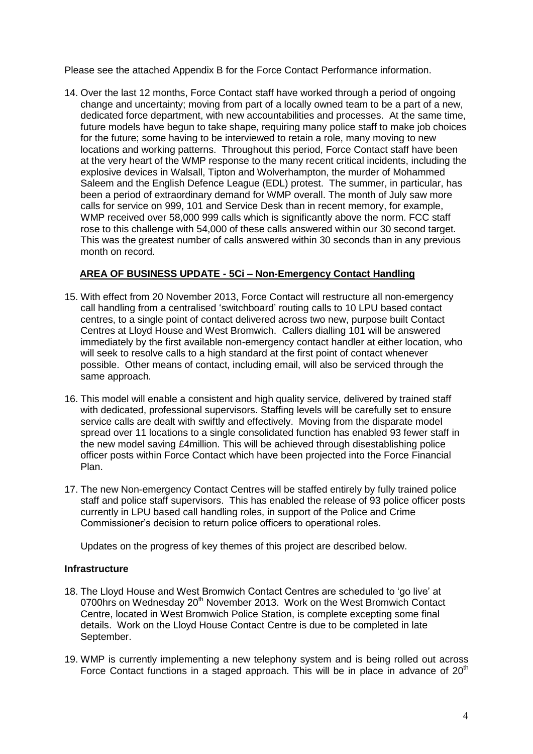Please see the attached Appendix B for the Force Contact Performance information.

14. Over the last 12 months, Force Contact staff have worked through a period of ongoing change and uncertainty; moving from part of a locally owned team to be a part of a new, dedicated force department, with new accountabilities and processes. At the same time, future models have begun to take shape, requiring many police staff to make job choices for the future; some having to be interviewed to retain a role, many moving to new locations and working patterns. Throughout this period, Force Contact staff have been at the very heart of the WMP response to the many recent critical incidents, including the explosive devices in Walsall, Tipton and Wolverhampton, the murder of Mohammed Saleem and the English Defence League (EDL) protest. The summer, in particular, has been a period of extraordinary demand for WMP overall. The month of July saw more calls for service on 999, 101 and Service Desk than in recent memory, for example, WMP received over 58,000 999 calls which is significantly above the norm. FCC staff rose to this challenge with 54,000 of these calls answered within our 30 second target. This was the greatest number of calls answered within 30 seconds than in any previous month on record.

**AREA OF BUSINESS UPDATE - 5Ci – Non-Emergency Contact Handling**

15. With effect from 20 November 2013, Force Contact will restructure all non-emergency call handling from a centralised 'switchboard' routing calls to 10 LPU based contact centres, to a single point of contact delivered across two new, purpose built Contact Centres at Lloyd House and West Bromwich. Callers dialling 101 will be answered immediately by the first available non-emergency contact handler at either location, who will seek to resolve calls to a high standard at the first point of contact whenever possible. Other means of contact, including email, will also be serviced through the same approach.

16. This model will enable a consistent and high quality service, delivered by trained staff with dedicated, professional supervisors. Staffing levels will be carefully set to ensure service calls are dealt with swiftly and effectively. Moving from the disparate model spread over 11 locations to a single consolidated function has enabled 93 fewer staff in the new model saving £4million. This will be achieved through disestablishing police officer posts within Force Contact which have been projected into the Force Financial Plan.

17. The new Non-emergency Contact Centres will be staffed entirely by fully trained police staff and police staff supervisors. This has enabled the release of 93 police officer posts currently in LPU based call handling roles, in support of the Police and Crime Commissioner's decision to return police officers to operational roles.

Updates on the progress of key themes of this project are described below.

**Infrastructure**

18. The Lloyd House and West Bromwich Contact Centres are scheduled to 'go live' at 0700hrs on Wednesday 20th November 2013. Work on the West Bromwich Contact Centre, located in West Bromwich Police Station, is complete excepting some final details. Work on the Lloyd House Contact Centre is due to be completed in late September.

19. WMP is currently implementing a new telephony system and is being rolled out across Force Contact functions in a staged approach. This will be in place in advance of 20th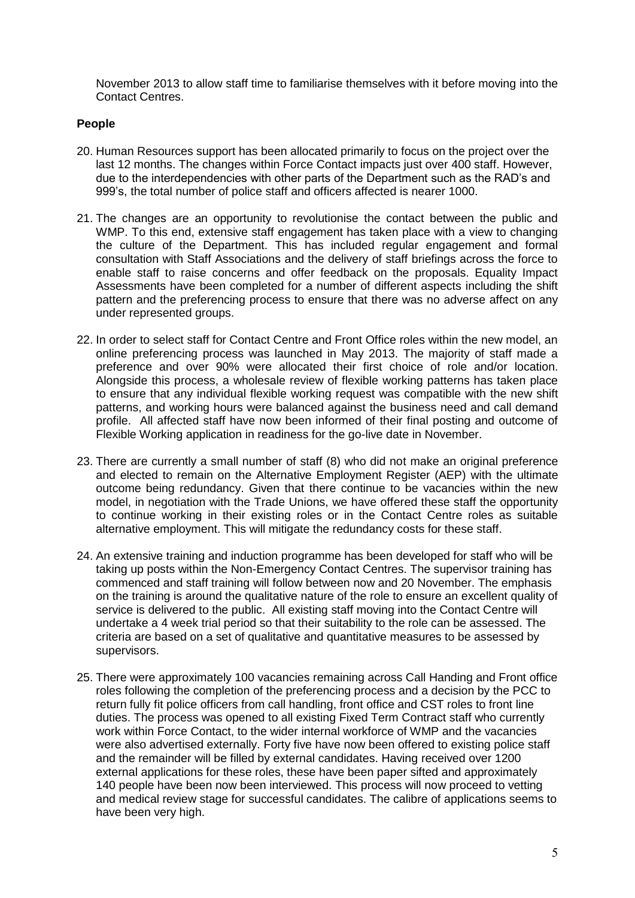November 2013 to allow staff time to familiarise themselves with it before moving into the Contact Centres.

**People**

20. Human Resources support has been allocated primarily to focus on the project over the last 12 months. The changes within Force Contact impacts just over 400 staff. However, due to the interdependencies with other parts of the Department such as the RAD's and 999's, the total number of police staff and officers affected is nearer 1000.

21. The changes are an opportunity to revolutionise the contact between the public and WMP. To this end, extensive staff engagement has taken place with a view to changing the culture of the Department. This has included regular engagement and formal consultation with Staff Associations and the delivery of staff briefings across the force to enable staff to raise concerns and offer feedback on the proposals. Equality Impact Assessments have been completed for a number of different aspects including the shift pattern and the preferencing process to ensure that there was no adverse affect on any under represented groups.

22. In order to select staff for Contact Centre and Front Office roles within the new model, an online preferencing process was launched in May 2013. The majority of staff made a preference and over 90% were allocated their first choice of role and/or location. Alongside this process, a wholesale review of flexible working patterns has taken place to ensure that any individual flexible working request was compatible with the new shift patterns, and working hours were balanced against the business need and call demand profile. All affected staff have now been informed of their final posting and outcome of Flexible Working application in readiness for the go-live date in November.

23. There are currently a small number of staff (8) who did not make an original preference and elected to remain on the Alternative Employment Register (AEP) with the ultimate outcome being redundancy. Given that there continue to be vacancies within the new model, in negotiation with the Trade Unions, we have offered these staff the opportunity to continue working in their existing roles or in the Contact Centre roles as suitable alternative employment. This will mitigate the redundancy costs for these staff.

24. An extensive training and induction programme has been developed for staff who will be taking up posts within the Non-Emergency Contact Centres. The supervisor training has commenced and staff training will follow between now and 20 November. The emphasis on the training is around the qualitative nature of the role to ensure an excellent quality of service is delivered to the public. All existing staff moving into the Contact Centre will undertake a 4 week trial period so that their suitability to the role can be assessed. The criteria are based on a set of qualitative and quantitative measures to be assessed by supervisors.

25. There were approximately 100 vacancies remaining across Call Handing and Front office roles following the completion of the preferencing process and a decision by the PCC to return fully fit police officers from call handling, front office and CST roles to front line duties. The process was opened to all existing Fixed Term Contract staff who currently work within Force Contact, to the wider internal workforce of WMP and the vacancies were also advertised externally. Forty five have now been offered to existing police staff and the remainder will be filled by external candidates. Having received over 1200 external applications for these roles, these have been paper sifted and approximately 140 people have been now been interviewed. This process will now proceed to vetting and medical review stage for successful candidates. The calibre of applications seems to have been very high.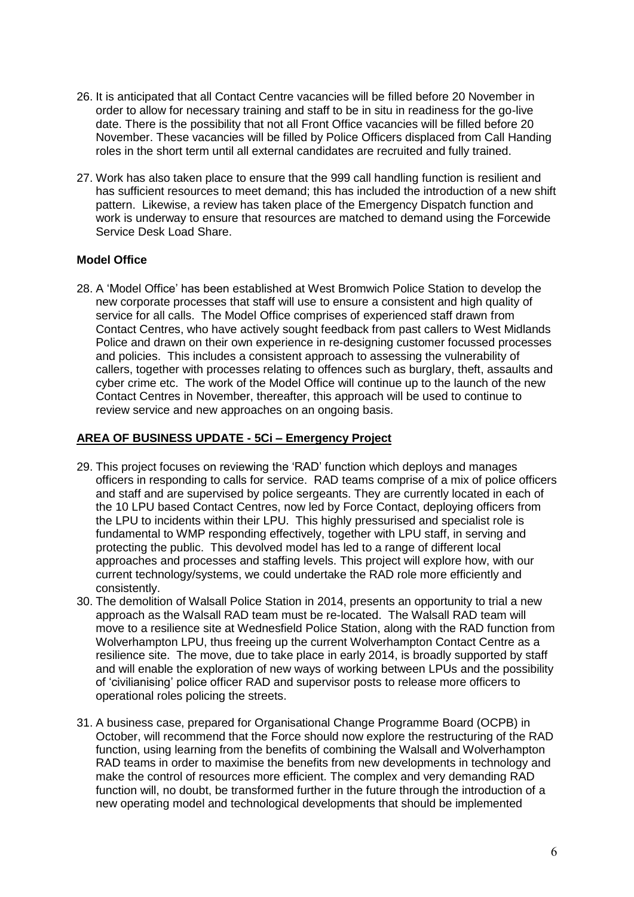26. It is anticipated that all Contact Centre vacancies will be filled before 20 November in order to allow for necessary training and staff to be in situ in readiness for the go-live date. There is the possibility that not all Front Office vacancies will be filled before 20 November. These vacancies will be filled by Police Officers displaced from Call Handing roles in the short term until all external candidates are recruited and fully trained.

27. Work has also taken place to ensure that the 999 call handling function is resilient and has sufficient resources to meet demand; this has included the introduction of a new shift pattern. Likewise, a review has taken place of the Emergency Dispatch function and work is underway to ensure that resources are matched to demand using the Forcewide Service Desk Load Share.

**Model Office**

28. A 'Model Office' has been established at West Bromwich Police Station to develop the new corporate processes that staff will use to ensure a consistent and high quality of service for all calls. The Model Office comprises of experienced staff drawn from Contact Centres, who have actively sought feedback from past callers to West Midlands Police and drawn on their own experience in re-designing customer focussed processes and policies. This includes a consistent approach to assessing the vulnerability of callers, together with processes relating to offences such as burglary, theft, assaults and cyber crime etc. The work of the Model Office will continue up to the launch of the new Contact Centres in November, thereafter, this approach will be used to continue to review service and new approaches on an ongoing basis.

**AREA OF BUSINESS UPDATE - 5Ci – Emergency Project**

29. This project focuses on reviewing the 'RAD' function which deploys and manages officers in responding to calls for service. RAD teams comprise of a mix of police officers and staff and are supervised by police sergeants. They are currently located in each of the 10 LPU based Contact Centres, now led by Force Contact, deploying officers from the LPU to incidents within their LPU. This highly pressurised and specialist role is fundamental to WMP responding effectively, together with LPU staff, in serving and protecting the public. This devolved model has led to a range of different local approaches and processes and staffing levels. This project will explore how, with our current technology/systems, we could undertake the RAD role more efficiently and consistently.
30. The demolition of Walsall Police Station in 2014, presents an opportunity to trial a new approach as the Walsall RAD team must be re-located. The Walsall RAD team will move to a resilience site at Wednesfield Police Station, along with the RAD function from Wolverhampton LPU, thus freeing up the current Wolverhampton Contact Centre as a resilience site. The move, due to take place in early 2014, is broadly supported by staff and will enable the exploration of new ways of working between LPUs and the possibility of 'civilianising' police officer RAD and supervisor posts to release more officers to operational roles policing the streets.

31. A business case, prepared for Organisational Change Programme Board (OCPB) in October, will recommend that the Force should now explore the restructuring of the RAD function, using learning from the benefits of combining the Walsall and Wolverhampton RAD teams in order to maximise the benefits from new developments in technology and make the control of resources more efficient. The complex and very demanding RAD function will, no doubt, be transformed further in the future through the introduction of a new operating model and technological developments that should be implemented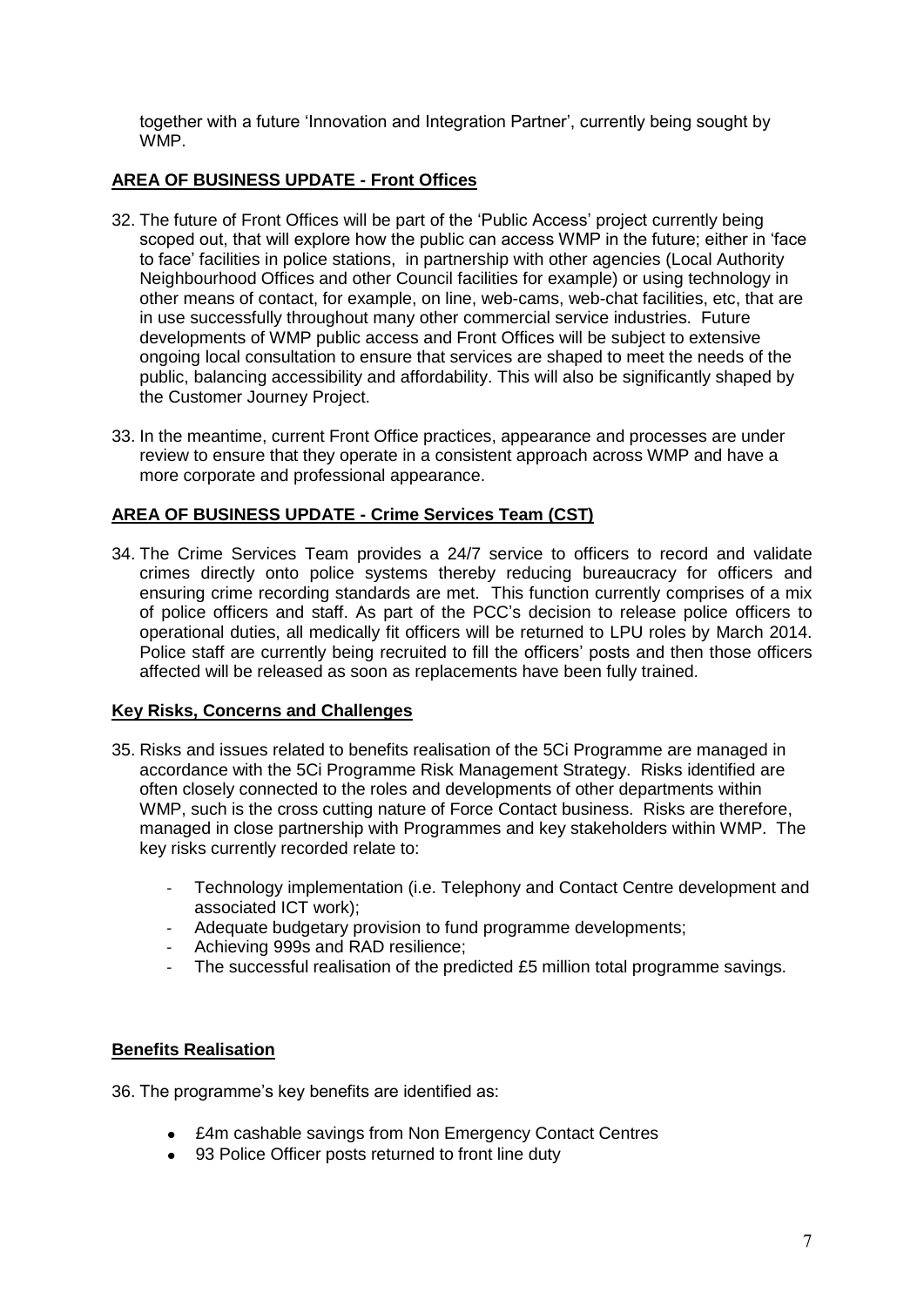together with a future 'Innovation and Integration Partner', currently being sought by WMP.

## AREA OF BUSINESS UPDATE - Front Offices

32. The future of Front Offices will be part of the 'Public Access' project currently being scoped out, that will explore how the public can access WMP in the future; either in 'face to face' facilities in police stations, in partnership with other agencies (Local Authority Neighbourhood Offices and other Council facilities for example) or using technology in other means of contact, for example, on line, web-cams, web-chat facilities, etc, that are in use successfully throughout many other commercial service industries. Future developments of WMP public access and Front Offices will be subject to extensive ongoing local consultation to ensure that services are shaped to meet the needs of the public, balancing accessibility and affordability. This will also be significantly shaped by the Customer Journey Project.

33. In the meantime, current Front Office practices, appearance and processes are under review to ensure that they operate in a consistent approach across WMP and have a more corporate and professional appearance.

## AREA OF BUSINESS UPDATE - Crime Services Team (CST)

34. The Crime Services Team provides a 24/7 service to officers to record and validate crimes directly onto police systems thereby reducing bureaucracy for officers and ensuring crime recording standards are met. This function currently comprises of a mix of police officers and staff. As part of the PCC's decision to release police officers to operational duties, all medically fit officers will be returned to LPU roles by March 2014. Police staff are currently being recruited to fill the officers' posts and then those officers affected will be released as soon as replacements have been fully trained.

## Key Risks, Concerns and Challenges

35. Risks and issues related to benefits realisation of the 5Ci Programme are managed in accordance with the 5Ci Programme Risk Management Strategy. Risks identified are often closely connected to the roles and developments of other departments within WMP, such is the cross cutting nature of Force Contact business. Risks are therefore, managed in close partnership with Programmes and key stakeholders within WMP. The key risks currently recorded relate to:

    - Technology implementation (i.e. Telephony and Contact Centre development and associated ICT work);
    - Adequate budgetary provision to fund programme developments;
    - Achieving 999s and RAD resilience;
    - The successful realisation of the predicted £5 million total programme savings.

## Benefits Realisation

36. The programme's key benefits are identified as:

    - £4m cashable savings from Non Emergency Contact Centres
    - 93 Police Officer posts returned to front line duty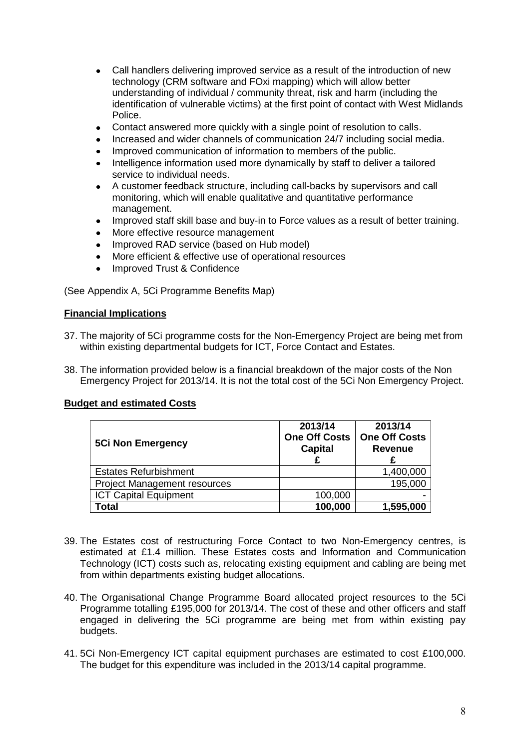- Call handlers delivering improved service as a result of the introduction of new technology (CRM software and FOxi mapping) which will allow better understanding of individual / community threat, risk and harm (including the identification of vulnerable victims) at the first point of contact with West Midlands Police.
- Contact answered more quickly with a single point of resolution to calls.
- Increased and wider channels of communication 24/7 including social media.
- Improved communication of information to members of the public.
- Intelligence information used more dynamically by staff to deliver a tailored service to individual needs.
- A customer feedback structure, including call-backs by supervisors and call monitoring, which will enable qualitative and quantitative performance management.
- Improved staff skill base and buy-in to Force values as a result of better training.
- More effective resource management
- Improved RAD service (based on Hub model)
- More efficient & effective use of operational resources
- Improved Trust & Confidence

(See Appendix A, 5Ci Programme Benefits Map)

**Financial Implications**

37. The majority of 5Ci programme costs for the Non-Emergency Project are being met from within existing departmental budgets for ICT, Force Contact and Estates.

38. The information provided below is a financial breakdown of the major costs of the Non Emergency Project for 2013/14. It is not the total cost of the 5Ci Non Emergency Project.

**Budget and estimated Costs**

| 5Ci Non Emergency | 2013/14 One Off Costs Capital £ | 2013/14 One Off Costs Revenue £ |
| --- | --- | --- |
| Estates Refurbishment | | 1,400,000 |
| Project Management resources | | 195,000 |
| ICT Capital Equipment | 100,000 | - |
| **Total** | **100,000** | **1,595,000** |

39. The Estates cost of restructuring Force Contact to two Non-Emergency centres, is estimated at £1.4 million. These Estates costs and Information and Communication Technology (ICT) costs such as, relocating existing equipment and cabling are being met from within departments existing budget allocations.

40. The Organisational Change Programme Board allocated project resources to the 5Ci Programme totalling £195,000 for 2013/14. The cost of these and other officers and staff engaged in delivering the 5Ci programme are being met from within existing pay budgets.

41. 5Ci Non-Emergency ICT capital equipment purchases are estimated to cost £100,000. The budget for this expenditure was included in the 2013/14 capital programme.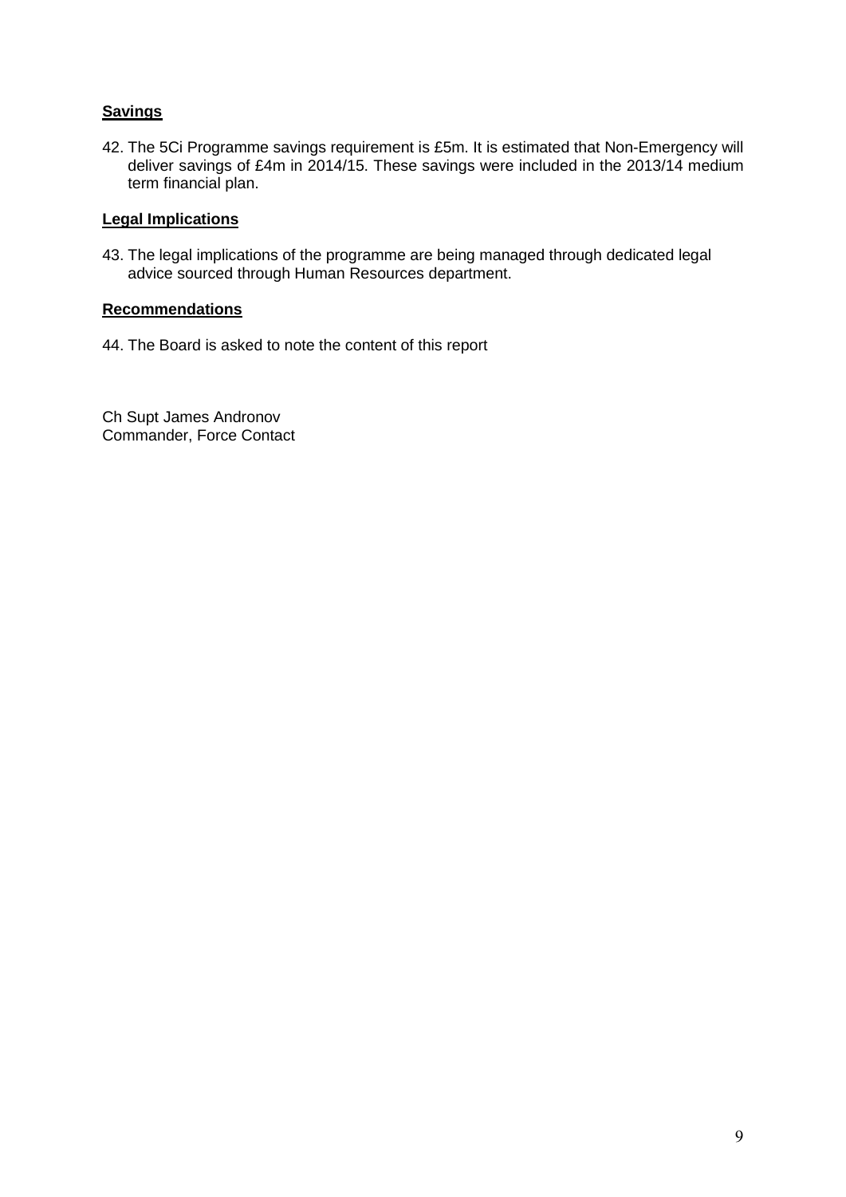**Savings**

42. The 5Ci Programme savings requirement is £5m. It is estimated that Non-Emergency will deliver savings of £4m in 2014/15. These savings were included in the 2013/14 medium term financial plan.

**Legal Implications**

43. The legal implications of the programme are being managed through dedicated legal advice sourced through Human Resources department.

**Recommendations**

44. The Board is asked to note the content of this report

Ch Supt James Andronov
Commander, Force Contact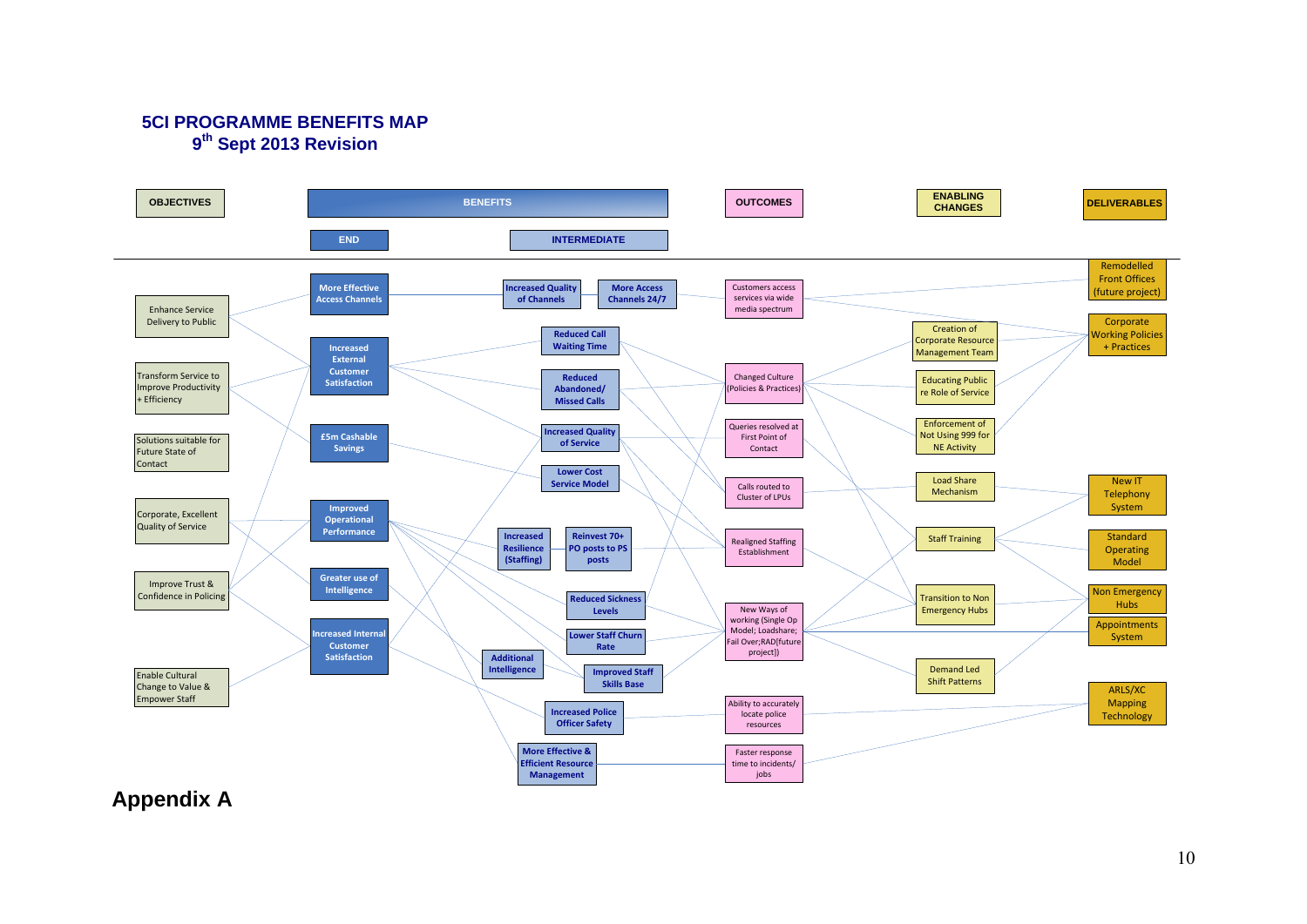# 5CI PROGRAMME BENEFITS MAP
## 9th Sept 2013 Revision

| OBJECTIVES | BENEFITS – END | BENEFITS – INTERMEDIATE | OUTCOMES | ENABLING CHANGES | DELIVERABLES |
|---|---|---|---|---|---|
| Enhance Service Delivery to Public | More Effective Access Channels | Increased Quality of Channels | Customers access services via wide media spectrum | Creation of Corporate Resource Management Team | Remodelled Front Offices (future project) |
| Transform Service to Improve Productivity + Efficiency | Increased External Customer Satisfaction | More Access Channels 24/7 | Changed Culture (Policies & Practices) | Educating Public re Role of Service | Corporate Working Policies + Practices |
| Solutions suitable for Future State of Contact | £5m Cashable Savings | Reduced Call Waiting Time | Queries resolved at First Point of Contact | Enforcement of Not Using 999 for NE Activity | New IT Telephony System |
| Corporate, Excellent Quality of Service | Improved Operational Performance | Reduced Abandoned/ Missed Calls | Calls routed to Cluster of LPUs | Load Share Mechanism | Standard Operating Model |
| Improve Trust & Confidence in Policing | Greater use of Intelligence | Increased Quality of Service | Realigned Staffing Establishment | Staff Training | Non Emergency Hubs |
| Enable Cultural Change to Value & Empower Staff | Increased Internal Customer Satisfaction | Lower Cost Service Model | New Ways of working (Single Op Model; Loadshare; Fail Over;RAD[future project]) | Transition to Non Emergency Hubs | Appointments System |
| | | Increased Resilience (Staffing) | Ability to accurately locate police resources | Demand Led Shift Patterns | ARLS/XC Mapping Technology |
| | | Reinvest 70+ PO posts to PS posts | Faster response time to incidents/ jobs | | |
| | | Reduced Sickness Levels | | | |
| | | Lower Staff Churn Rate | | | |
| | | Additional Intelligence | | | |
| | | Improved Staff Skills Base | | | |
| | | Increased Police Officer Safety | | | |
| | | More Effective & Efficient Resource Management | | | |

# Appendix A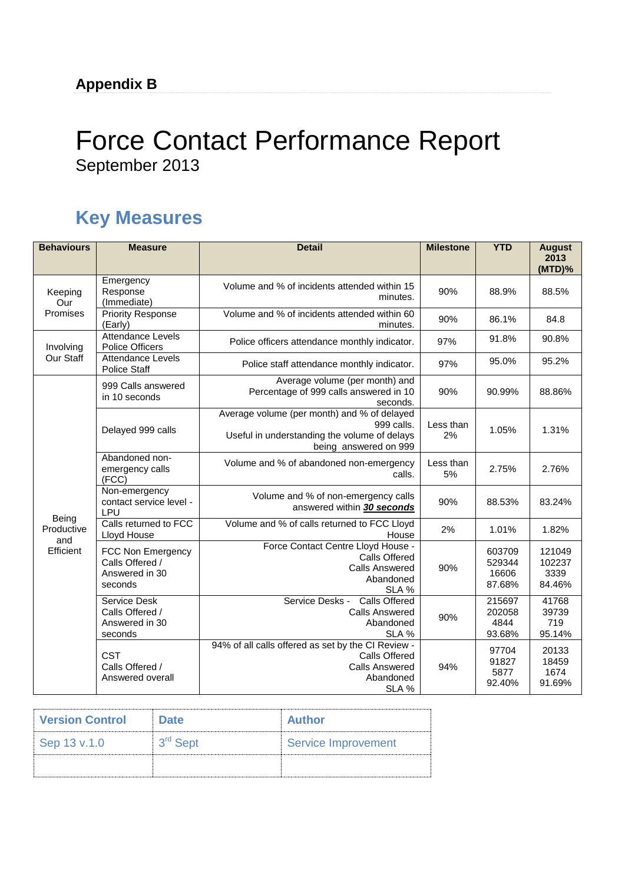**Appendix B**

# Force Contact Performance Report

September 2013

## Key Measures

| Behaviours | Measure | Detail | Milestone | YTD | August 2013 (MTD)% |
|---|---|---|---|---|---|
| Keeping Our Promises | Emergency Response (Immediate) | Volume and % of incidents attended within 15 minutes. | 90% | 88.9% | 88.5% |
| | Priority Response (Early) | Volume and % of incidents attended within 60 minutes. | 90% | 86.1% | 84.8 |
| Involving Our Staff | Attendance Levels Police Officers | Police officers attendance monthly indicator. | 97% | 91.8% | 90.8% |
| | Attendance Levels Police Staff | Police staff attendance monthly indicator. | 97% | 95.0% | 95.2% |
| Being Productive and Efficient | 999 Calls answered in 10 seconds | Average volume (per month) and Percentage of 999 calls answered in 10 seconds. | 90% | 90.99% | 88.86% |
| | Delayed 999 calls | Average volume (per month) and % of delayed 999 calls. Useful in understanding the volume of delays being answered on 999 | Less than 2% | 1.05% | 1.31% |
| | Abandoned non-emergency calls (FCC) | Volume and % of abandoned non-emergency calls. | Less than 5% | 2.75% | 2.76% |
| | Non-emergency contact service level - LPU | Volume and % of non-emergency calls answered within ***30 seconds*** | 90% | 88.53% | 83.24% |
| | Calls returned to FCC Lloyd House | Volume and % of calls returned to FCC Lloyd House | 2% | 1.01% | 1.82% |
| | FCC Non Emergency Calls Offered / Answered in 30 seconds | Force Contact Centre Lloyd House - Calls Offered<br>Calls Answered<br>Abandoned<br>SLA % | 90% | 603709<br>529344<br>16606<br>87.68% | 121049<br>102237<br>3339<br>84.46% |
| | Service Desk Calls Offered / Answered in 30 seconds | Service Desks - Calls Offered<br>Calls Answered<br>Abandoned<br>SLA % | 90% | 215697<br>202058<br>4844<br>93.68% | 41768<br>39739<br>719<br>95.14% |
| | CST Calls Offered / Answered overall | 94% of all calls offered as set by the CI Review - Calls Offered<br>Calls Answered<br>Abandoned<br>SLA % | 94% | 97704<br>91827<br>5877<br>92.40% | 20133<br>18459<br>1674<br>91.69% |

| Version Control | Date | Author |
|---|---|---|
| Sep 13 v.1.0 | 3rd Sept | Service Improvement |
| | | |